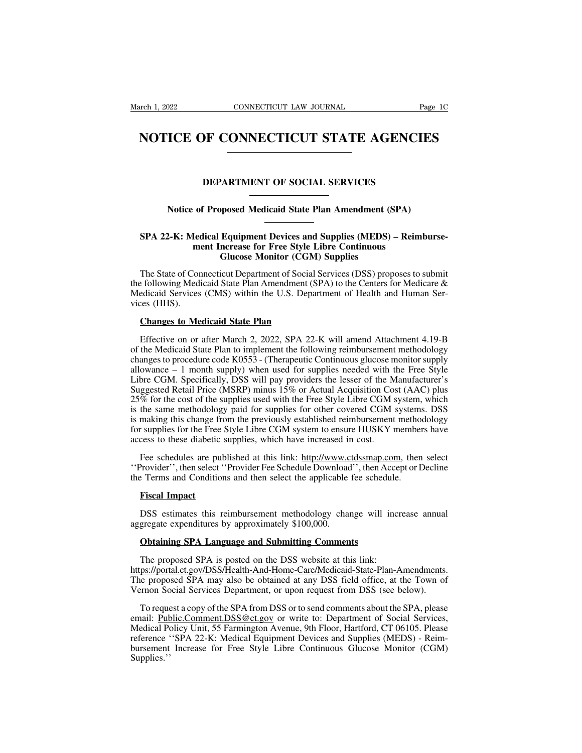# NOTICE OF CONNECTICUT STATE AGENCIES

## DEPARTMENT OF SOCIAL SERVICES

### Notice of Proposed Medicaid State Plan Amendment (SPA)

### SPA 22-K: Medical Equipment Devices and Supplies (MEDS) – Reimbursement Increase for Free Style Libre Continuous Glucose Monitor (CGM) Supplies

The State of Connecticut Department of Social Services (DSS) proposes to submit the following Medicaid State Plan Amendment (SPA) to the Centers for Medicare & Medicaid Services (CMS) within the U.S. Department of Health and Human Services (HHS).

**Changes to Medicaid State Plan**

Effective on or after March 2, 2022, SPA 22-K will amend Attachment 4.19-B of the Medicaid State Plan to implement the following reimbursement methodology changes to procedure code K0553 - (Therapeutic Continuous glucose monitor supply allowance – 1 month supply) when used for supplies needed with the Free Style Libre CGM. Specifically, DSS will pay providers the lesser of the Manufacturer's Suggested Retail Price (MSRP) minus 15% or Actual Acquisition Cost (AAC) plus 25% for the cost of the supplies used with the Free Style Libre CGM system, which is the same methodology paid for supplies for other covered CGM systems. DSS is making this change from the previously established reimbursement methodology for supplies for the Free Style Libre CGM system to ensure HUSKY members have access to these diabetic supplies, which have increased in cost.

Fee schedules are published at this link: http://www.ctdssmap.com, then select ''Provider'', then select ''Provider Fee Schedule Download'', then Accept or Decline the Terms and Conditions and then select the applicable fee schedule.

**Fiscal Impact**

DSS estimates this reimbursement methodology change will increase annual aggregate expenditures by approximately $100,000.

**Obtaining SPA Language and Submitting Comments**

The proposed SPA is posted on the DSS website at this link: https://portal.ct.gov/DSS/Health-And-Home-Care/Medicaid-State-Plan-Amendments. The proposed SPA may also be obtained at any DSS field office, at the Town of Vernon Social Services Department, or upon request from DSS (see below).

To request a copy of the SPA from DSS or to send comments about the SPA, please email: Public.Comment.DSS@ct.gov or write to: Department of Social Services, Medical Policy Unit, 55 Farmington Avenue, 9th Floor, Hartford, CT 06105. Please reference ''SPA 22-K: Medical Equipment Devices and Supplies (MEDS) - Reimbursement Increase for Free Style Libre Continuous Glucose Monitor (CGM) Supplies.''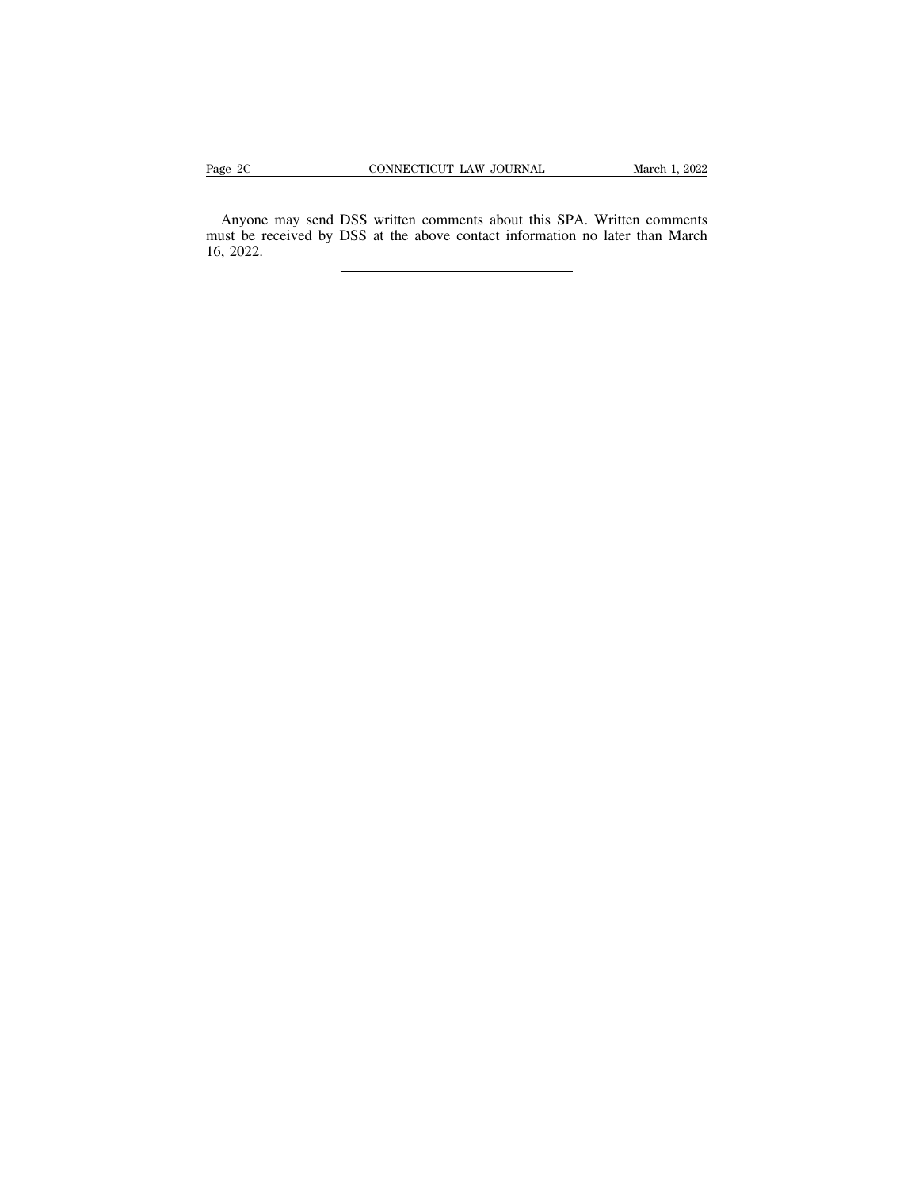Anyone may send DSS written comments about this SPA. Written comments must be received by DSS at the above contact information no later than March 16, 2022.

---